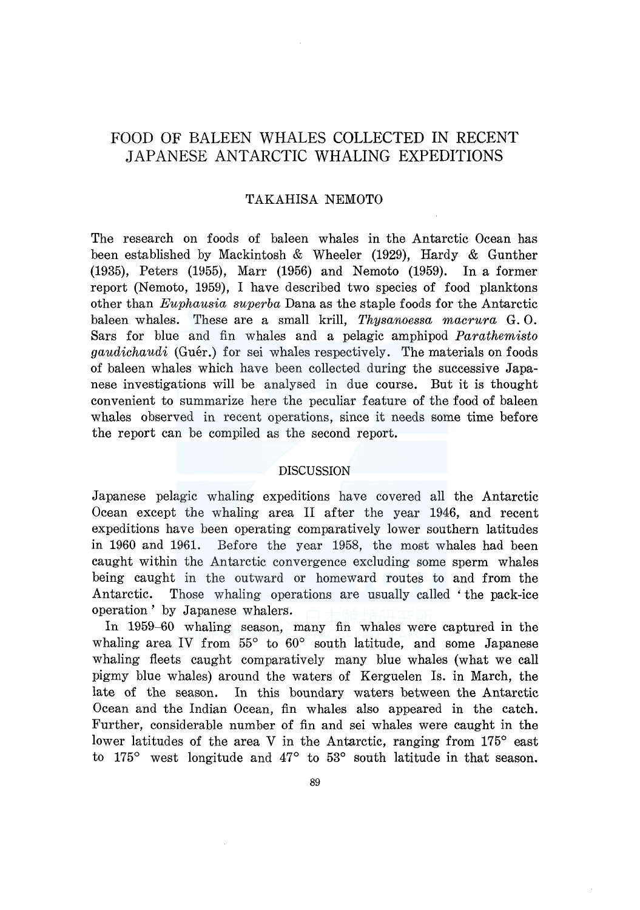# FOOD OF BALEEN WHALES COLLECTED IN RECENT JAPANESE ANTARCTIC WHALING EXPEDITIONS

TAKAHISA NEMOTO

The research on foods of baleen whales in the Antarctic Ocean has been established by Mackintosh & Wheeler (1929), Hardy & Gunther (1935), Peters (1955), Marr (1956) and Nemoto (1959). In a former report (Nemoto, 1959), I have described two species of food planktons other than *Euphausia superba* Dana as the staple foods for the Antarctic baleen whales. These are a small krill, *Thysanoessa macrura* G. O. Sars for blue and fin whales and a pelagic amphipod *Parathemisto gaudichaudi* (Guér.) for sei whales respectively. The materials on foods of baleen whales which have been collected during the successive Japanese investigations will be analysed in due course. But it is thought convenient to summarize here the peculiar feature of the food of baleen whales observed in recent operations, since it needs some time before the report can be compiled as the second report.

## DISCUSSION

Japanese pelagic whaling expeditions have covered all the Antarctic Ocean except the whaling area II after the year 1946, and recent expeditions have been operating comparatively lower southern latitudes in 1960 and 1961. Before the year 1958, the most whales had been caught within the Antarctic convergence excluding some sperm whales being caught in the outward or homeward routes to and from the Antarctic. Those whaling operations are usually called 'the pack-ice operation' by Japanese whalers.

In 1959–60 whaling season, many fin whales were captured in the whaling area IV from 55° to 60° south latitude, and some Japanese whaling fleets caught comparatively many blue whales (what we call pigmy blue whales) around the waters of Kerguelen Is. in March, the late of the season. In this boundary waters between the Antarctic Ocean and the Indian Ocean, fin whales also appeared in the catch. Further, considerable number of fin and sei whales were caught in the lower latitudes of the area V in the Antarctic, ranging from 175° east to 175° west longitude and 47° to 53° south latitude in that season.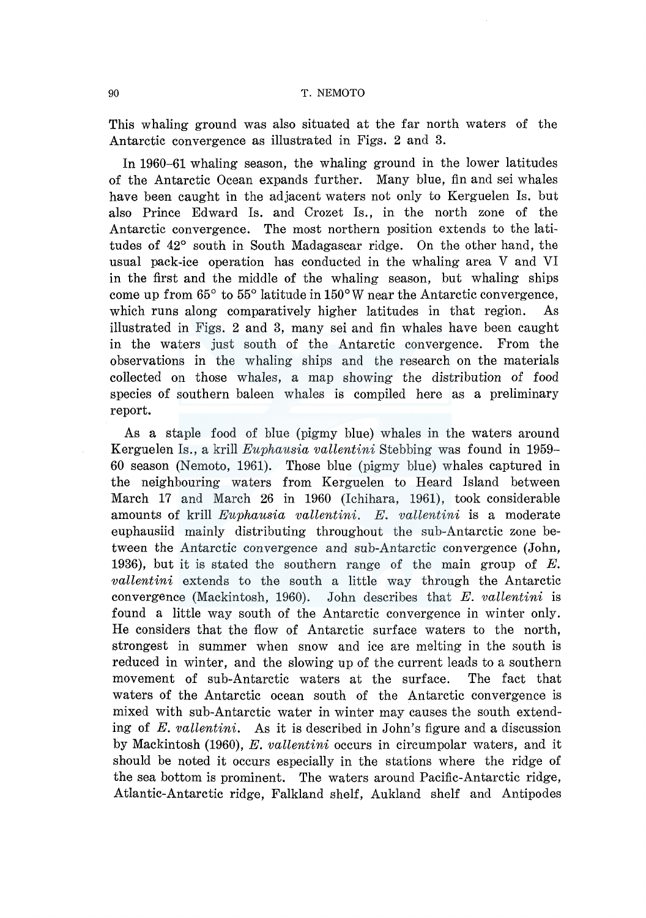This whaling ground was also situated at the far north waters of the Antarctic convergence as illustrated in Figs. 2 and 3.

In 1960–61 whaling season, the whaling ground in the lower latitudes of the Antarctic Ocean expands further. Many blue, fin and sei whales have been caught in the adjacent waters not only to Kerguelen Is. but also Prince Edward Is. and Crozet Is., in the north zone of the Antarctic convergence. The most northern position extends to the latitudes of 42° south in South Madagascar ridge. On the other hand, the usual pack-ice operation has conducted in the whaling area V and VI in the first and the middle of the whaling season, but whaling ships come up from 65° to 55° latitude in 150° W near the Antarctic convergence, which runs along comparatively higher latitudes in that region. As illustrated in Figs. 2 and 3, many sei and fin whales have been caught in the waters just south of the Antarctic convergence. From the observations in the whaling ships and the research on the materials collected on those whales, a map showing the distribution of food species of southern baleen whales is compiled here as a preliminary report.

As a staple food of blue (pigmy blue) whales in the waters around Kerguelen Is., a krill *Euphausia vallentini* Stebbing was found in 1959–60 season (Nemoto, 1961). Those blue (pigmy blue) whales captured in the neighbouring waters from Kerguelen to Heard Island between March 17 and March 26 in 1960 (Ichihara, 1961), took considerable amounts of krill *Euphausia vallentini*. *E. vallentini* is a moderate euphausiid mainly distributing throughout the sub-Antarctic zone between the Antarctic convergence and sub-Antarctic convergence (John, 1936), but it is stated the southern range of the main group of *E. vallentini* extends to the south a little way through the Antarctic convergence (Mackintosh, 1960). John describes that *E. vallentini* is found a little way south of the Antarctic convergence in winter only. He considers that the flow of Antarctic surface waters to the north, strongest in summer when snow and ice are melting in the south is reduced in winter, and the slowing up of the current leads to a southern movement of sub-Antarctic waters at the surface. The fact that waters of the Antarctic ocean south of the Antarctic convergence is mixed with sub-Antarctic water in winter may causes the south extending of *E. vallentini*. As it is described in John's figure and a discussion by Mackintosh (1960), *E. vallentini* occurs in circumpolar waters, and it should be noted it occurs especially in the stations where the ridge of the sea bottom is prominent. The waters around Pacific-Antarctic ridge, Atlantic-Antarctic ridge, Falkland shelf, Aukland shelf and Antipodes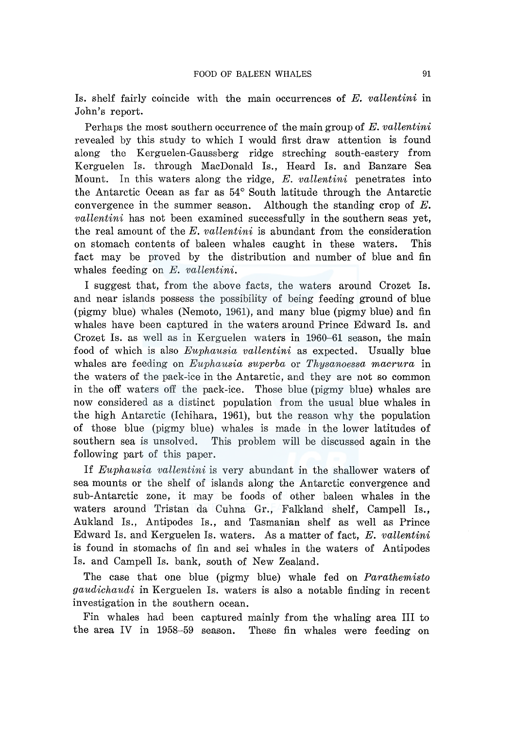Is. shelf fairly coincide with the main occurrences of *E. vallentini* in John's report.

Perhaps the most southern occurrence of the main group of *E. vallentini* revealed by this study to which I would first draw attention is found along the Kerguelen-Gaussberg ridge streching south-eastery from Kerguelen Is. through MacDonald Is., Heard Is. and Banzare Sea Mount. In this waters along the ridge, *E. vallentini* penetrates into the Antarctic Ocean as far as 54° South latitude through the Antarctic convergence in the summer season. Although the standing crop of *E. vallentini* has not been examined successfully in the southern seas yet, the real amount of the *E. vallentini* is abundant from the consideration on stomach contents of baleen whales caught in these waters. This fact may be proved by the distribution and number of blue and fin whales feeding on *E. vallentini*.

I suggest that, from the above facts, the waters around Crozet Is. and near islands possess the possibility of being feeding ground of blue (pigmy blue) whales (Nemoto, 1961), and many blue (pigmy blue) and fin whales have been captured in the waters around Prince Edward Is. and Crozet Is. as well as in Kerguelen waters in 1960–61 season, the main food of which is also *Euphausia vallentini* as expected. Usually blue whales are feeding on *Euphausia superba* or *Thysanoessa macrura* in the waters of the pack-ice in the Antarctic, and they are not so common in the off waters off the pack-ice. Those blue (pigmy blue) whales are now considered as a distinct population from the usual blue whales in the high Antarctic (Ichihara, 1961), but the reason why the population of those blue (pigmy blue) whales is made in the lower latitudes of southern sea is unsolved. This problem will be discussed again in the following part of this paper.

If *Euphausia vallentini* is very abundant in the shallower waters of sea mounts or the shelf of islands along the Antarctic convergence and sub-Antarctic zone, it may be foods of other baleen whales in the waters around Tristan da Cuhna Gr., Falkland shelf, Campell Is., Aukland Is., Antipodes Is., and Tasmanian shelf as well as Prince Edward Is. and Kerguelen Is. waters. As a matter of fact, *E. vallentini* is found in stomachs of fin and sei whales in the waters of Antipodes Is. and Campell Is. bank, south of New Zealand.

The case that one blue (pigmy blue) whale fed on *Parathemisto gaudichaudi* in Kerguelen Is. waters is also a notable finding in recent investigation in the southern ocean.

Fin whales had been captured mainly from the whaling area III to the area IV in 1958–59 season. These fin whales were feeding on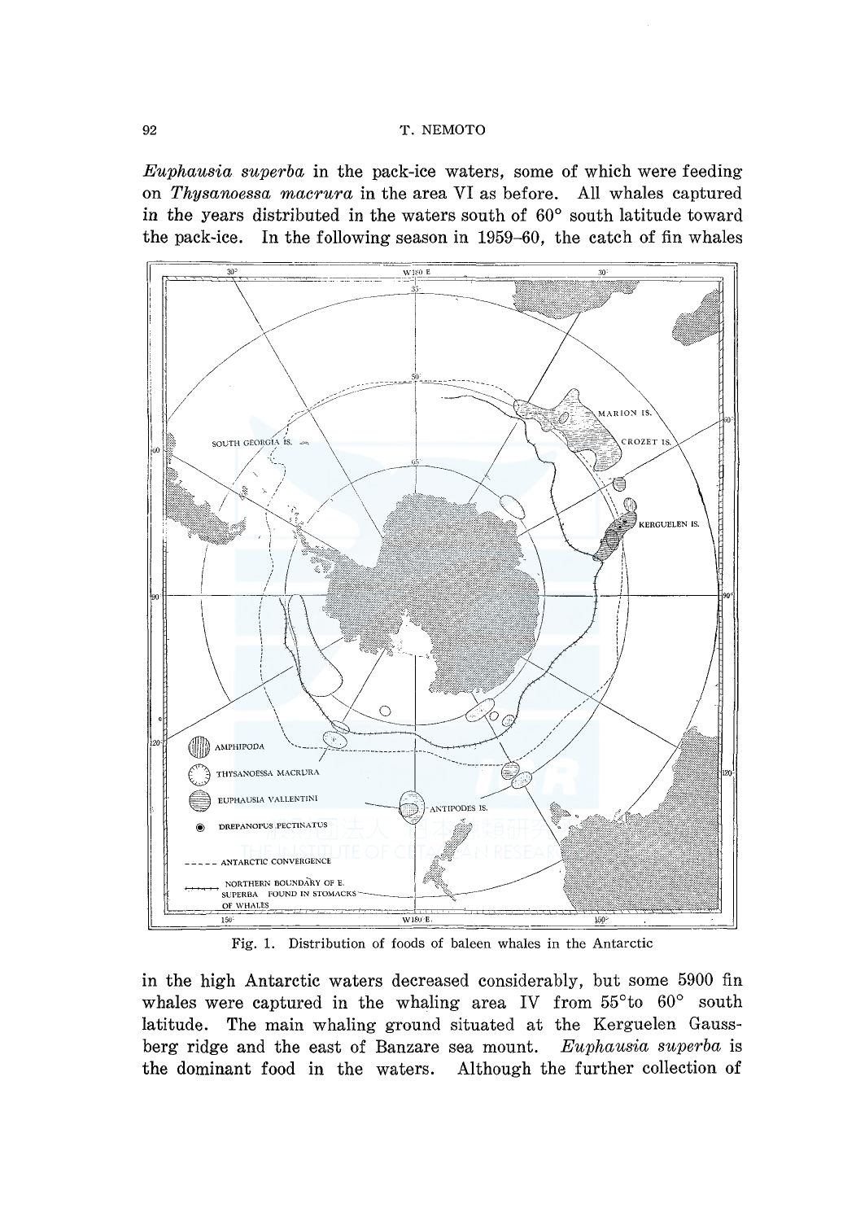*Euphausia superba* in the pack-ice waters, some of which were feeding on *Thysanoessa macrura* in the area VI as before. All whales captured in the years distributed in the waters south of 60° south latitude toward the pack-ice. In the following season in 1959–60, the catch of fin whales

Fig. 1. Distribution of foods of baleen whales in the Antarctic

in the high Antarctic waters decreased considerably, but some 5900 fin whales were captured in the whaling area IV from 55° to 60° south latitude. The main whaling ground situated at the Kerguelen Gaussberg ridge and the east of Banzare sea mount. *Euphausia superba* is the dominant food in the waters. Although the further collection of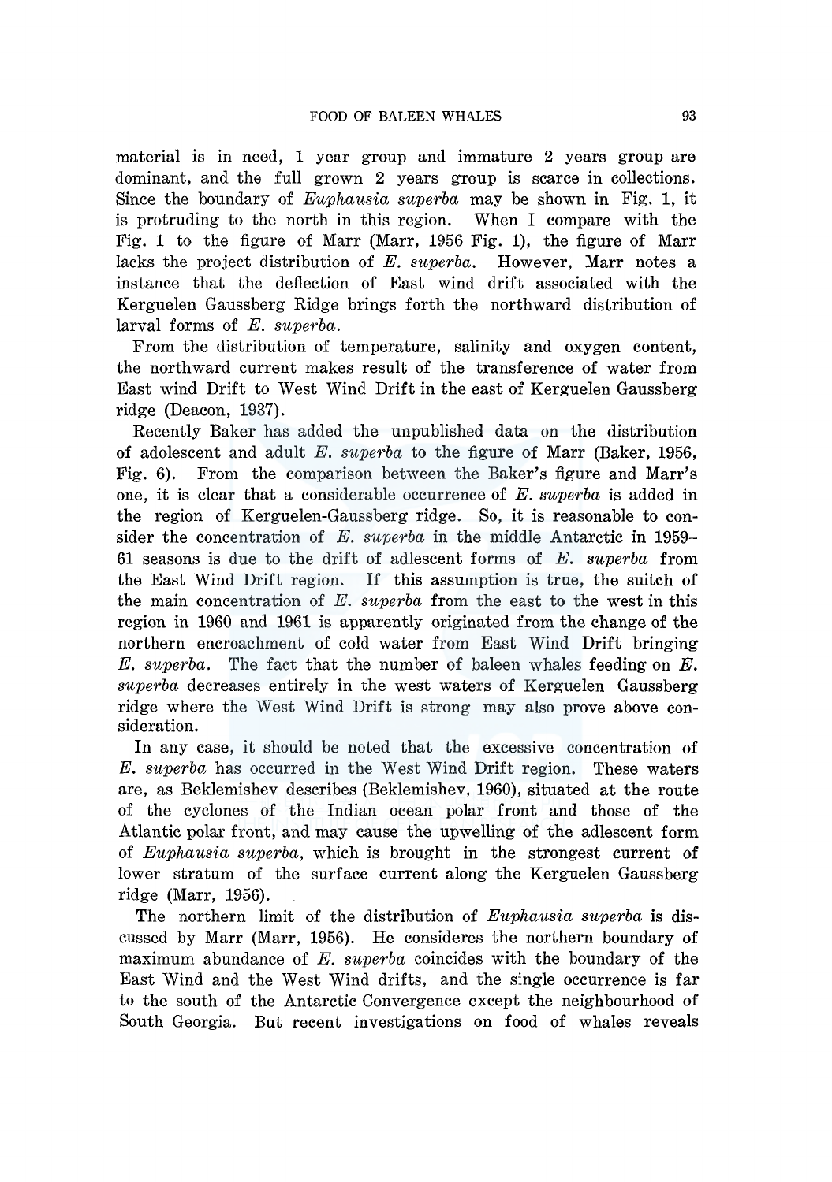material is in need, 1 year group and immature 2 years group are dominant, and the full grown 2 years group is scarce in collections. Since the boundary of *Euphausia superba* may be shown in Fig. 1, it is protruding to the north in this region. When I compare with the Fig. 1 to the figure of Marr (Marr, 1956 Fig. 1), the figure of Marr lacks the project distribution of *E. superba*. However, Marr notes a instance that the deflection of East wind drift associated with the Kerguelen Gaussberg Ridge brings forth the northward distribution of larval forms of *E. superba*.

From the distribution of temperature, salinity and oxygen content, the northward current makes result of the transference of water from East wind Drift to West Wind Drift in the east of Kerguelen Gaussberg ridge (Deacon, 1937).

Recently Baker has added the unpublished data on the distribution of adolescent and adult *E. superba* to the figure of Marr (Baker, 1956, Fig. 6). From the comparison between the Baker's figure and Marr's one, it is clear that a considerable occurrence of *E. superba* is added in the region of Kerguelen-Gaussberg ridge. So, it is reasonable to consider the concentration of *E. superba* in the middle Antarctic in 1959–61 seasons is due to the drift of adlescent forms of *E. superba* from the East Wind Drift region. If this assumption is true, the suitch of the main concentration of *E. superba* from the east to the west in this region in 1960 and 1961 is apparently originated from the change of the northern encroachment of cold water from East Wind Drift bringing *E. superba*. The fact that the number of baleen whales feeding on *E. superba* decreases entirely in the west waters of Kerguelen Gaussberg ridge where the West Wind Drift is strong may also prove above consideration.

In any case, it should be noted that the excessive concentration of *E. superba* has occurred in the West Wind Drift region. These waters are, as Beklemishev describes (Beklemishev, 1960), situated at the route of the cyclones of the Indian ocean polar front and those of the Atlantic polar front, and may cause the upwelling of the adlescent form of *Euphausia superba*, which is brought in the strongest current of lower stratum of the surface current along the Kerguelen Gaussberg ridge (Marr, 1956).

The northern limit of the distribution of *Euphausia superba* is discussed by Marr (Marr, 1956). He consideres the northern boundary of maximum abundance of *E. superba* coincides with the boundary of the East Wind and the West Wind drifts, and the single occurrence is far to the south of the Antarctic Convergence except the neighbourhood of South Georgia. But recent investigations on food of whales reveals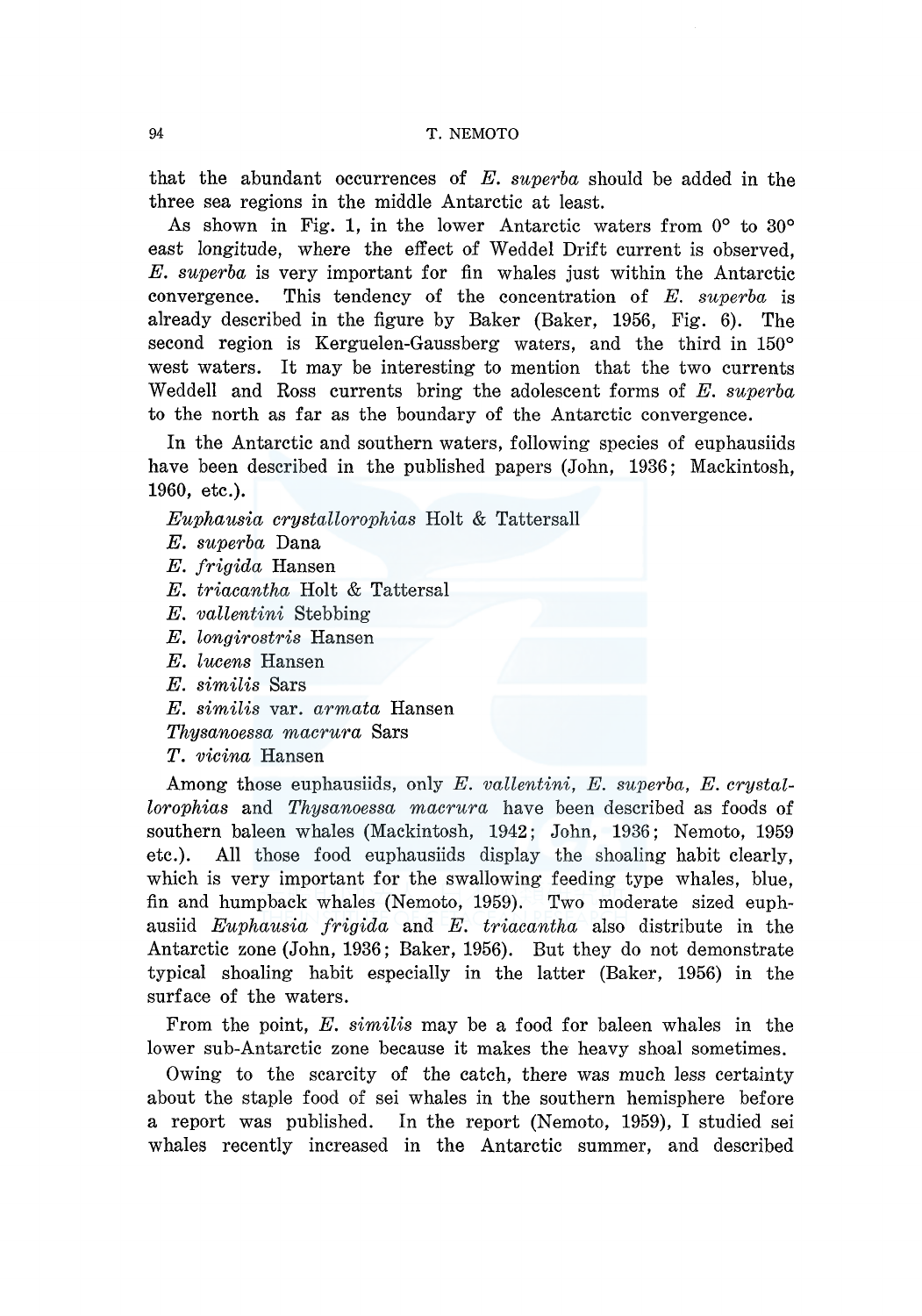that the abundant occurrences of *E. superba* should be added in the three sea regions in the middle Antarctic at least.

As shown in Fig. 1, in the lower Antarctic waters from 0° to 30° east longitude, where the effect of Weddel Drift current is observed, *E. superba* is very important for fin whales just within the Antarctic convergence. This tendency of the concentration of *E. superba* is already described in the figure by Baker (Baker, 1956, Fig. 6). The second region is Kerguelen-Gaussberg waters, and the third in 150° west waters. It may be interesting to mention that the two currents Weddell and Ross currents bring the adolescent forms of *E. superba* to the north as far as the boundary of the Antarctic convergence.

In the Antarctic and southern waters, following species of euphausiids have been described in the published papers (John, 1936; Mackintosh, 1960, etc.).

*Euphausia crystallorophias* Holt & Tattersall
*E. superba* Dana
*E. frigida* Hansen
*E. triacantha* Holt & Tattersal
*E. vallentini* Stebbing
*E. longirostris* Hansen
*E. lucens* Hansen
*E. similis* Sars
*E. similis* var. *armata* Hansen
*Thysanoessa macrura* Sars
*T. vicina* Hansen

Among those euphausiids, only *E. vallentini, E. superba, E. crystallorophias* and *Thysanoessa macrura* have been described as foods of southern baleen whales (Mackintosh, 1942; John, 1936; Nemoto, 1959 etc.). All those food euphausiids display the shoaling habit clearly, which is very important for the swallowing feeding type whales, blue, fin and humpback whales (Nemoto, 1959). Two moderate sized euphausiid *Euphausia frigida* and *E. triacantha* also distribute in the Antarctic zone (John, 1936; Baker, 1956). But they do not demonstrate typical shoaling habit especially in the latter (Baker, 1956) in the surface of the waters.

From the point, *E. similis* may be a food for baleen whales in the lower sub-Antarctic zone because it makes the heavy shoal sometimes.

Owing to the scarcity of the catch, there was much less certainty about the staple food of sei whales in the southern hemisphere before a report was published. In the report (Nemoto, 1959), I studied sei whales recently increased in the Antarctic summer, and described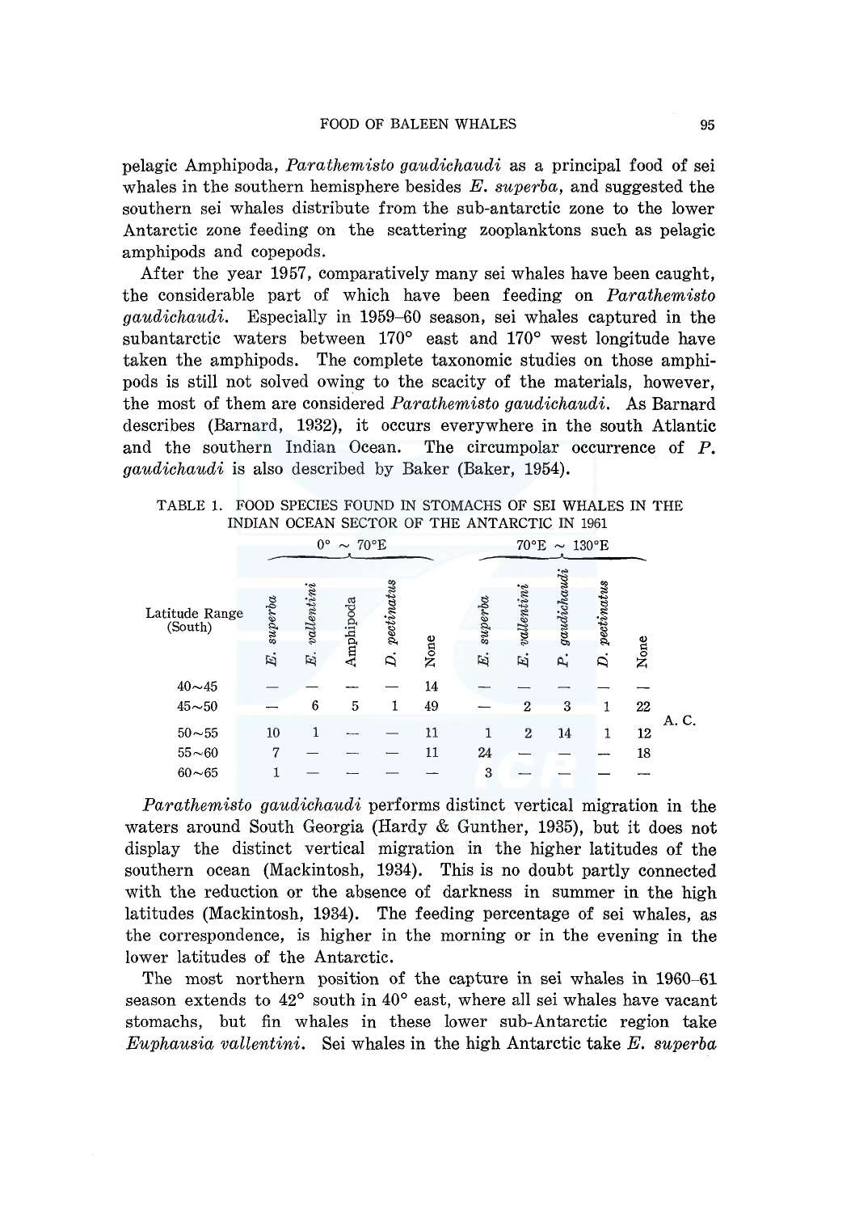pelagic Amphipoda, *Parathemisto gaudichaudi* as a principal food of sei whales in the southern hemisphere besides *E. superba*, and suggested the southern sei whales distribute from the sub-antarctic zone to the lower Antarctic zone feeding on the scattering zooplanktons such as pelagic amphipods and copepods.

After the year 1957, comparatively many sei whales have been caught, the considerable part of which have been feeding on *Parathemisto gaudichaudi*. Especially in 1959–60 season, sei whales captured in the subantarctic waters between 170° east and 170° west longitude have taken the amphipods. The complete taxonomic studies on those amphipods is still not solved owing to the scacity of the materials, however, the most of them are considered *Parathemisto gaudichaudi*. As Barnard describes (Barnard, 1932), it occurs everywhere in the south Atlantic and the southern Indian Ocean. The circumpolar occurrence of *P. gaudichaudi* is also described by Baker (Baker, 1954).

TABLE 1. FOOD SPECIES FOUND IN STOMACHS OF SEI WHALES IN THE INDIAN OCEAN SECTOR OF THE ANTARCTIC IN 1961

| Latitude Range (South) | 0° ~ 70°E | | | | | 70°E ~ 130°E | | | | | |
|---|---|---|---|---|---|---|---|---|---|---|---|
| | *E. superba* | *E. vallentini* | Amphipoda | *D. pectinatus* | None | *E. superba* | *E. vallentini* | *P. gaudichaudi* | *D. pectinatus* | None | |
| 40~45 | — | — | — | — | 14 | — | — | — | — | — | |
| 45~50 | — | 6 | 5 | 1 | 49 | — | 2 | 3 | 1 | 22 | A. C. |
| 50~55 | 10 | 1 | — | — | 11 | 1 | 2 | 14 | 1 | 12 | |
| 55~60 | 7 | — | — | — | 11 | 24 | — | — | — | 18 | |
| 60~65 | 1 | — | — | — | — | 3 | — | — | — | — | |

*Parathemisto gaudichaudi* performs distinct vertical migration in the waters around South Georgia (Hardy & Gunther, 1935), but it does not display the distinct vertical migration in the higher latitudes of the southern ocean (Mackintosh, 1934). This is no doubt partly connected with the reduction or the absence of darkness in summer in the high latitudes (Mackintosh, 1934). The feeding percentage of sei whales, as the correspondence, is higher in the morning or in the evening in the lower latitudes of the Antarctic.

The most northern position of the capture in sei whales in 1960–61 season extends to 42° south in 40° east, where all sei whales have vacant stomachs, but fin whales in these lower sub-Antarctic region take *Euphausia vallentini*. Sei whales in the high Antarctic take *E. superba*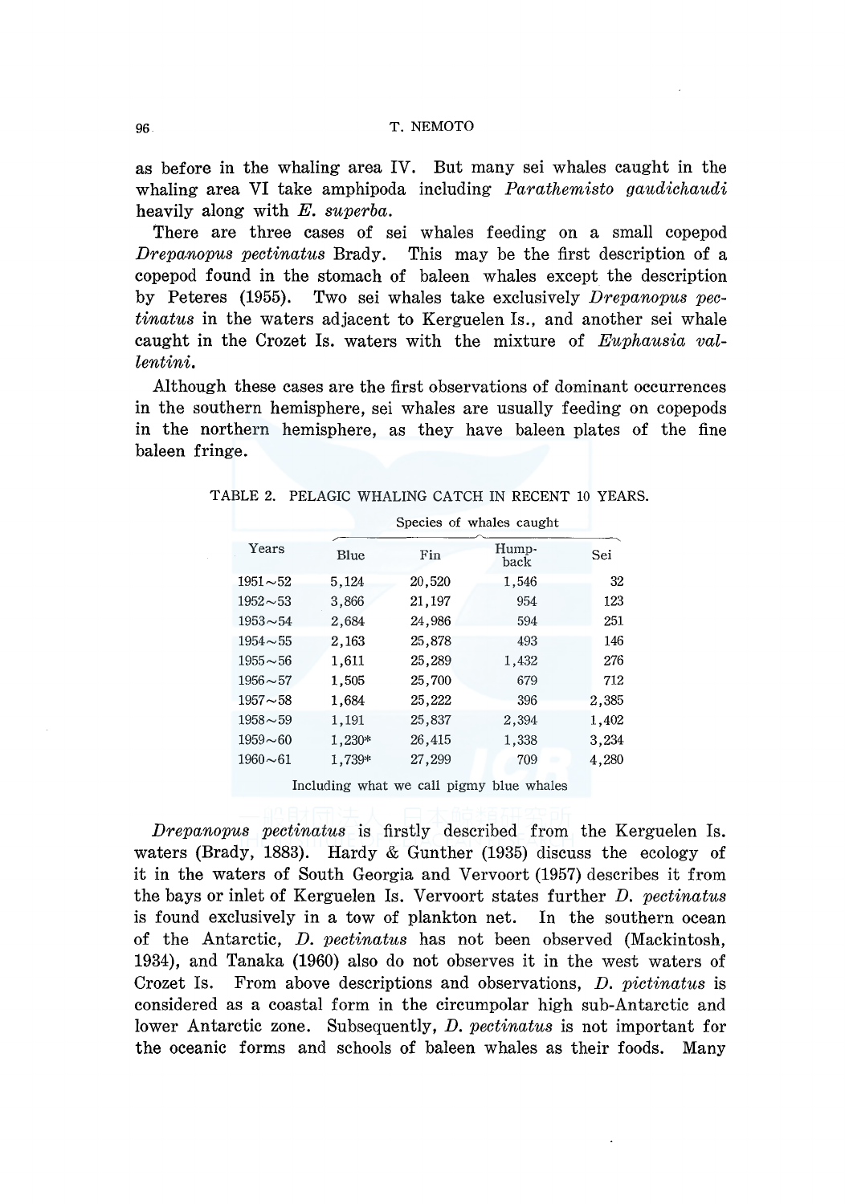as before in the whaling area IV. But many sei whales caught in the whaling area VI take amphipoda including *Parathemisto gaudichaudi* heavily along with *E. superba*.

There are three cases of sei whales feeding on a small copepod *Drepanopus pectinatus* Brady. This may be the first description of a copepod found in the stomach of baleen whales except the description by Peteres (1955). Two sei whales take exclusively *Drepanopus pectinatus* in the waters adjacent to Kerguelen Is., and another sei whale caught in the Crozet Is. waters with the mixture of *Euphausia vallentini*.

Although these cases are the first observations of dominant occurrences in the southern hemisphere, sei whales are usually feeding on copepods in the northern hemisphere, as they have baleen plates of the fine baleen fringe.

TABLE 2. PELAGIC WHALING CATCH IN RECENT 10 YEARS.

| Years | Species of whales caught | | | |
|---|---|---|---|---|
| | Blue | Fin | Hump-back | Sei |
| 1951～52 | 5,124 | 20,520 | 1,546 | 32 |
| 1952～53 | 3,866 | 21,197 | 954 | 123 |
| 1953～54 | 2,684 | 24,986 | 594 | 251 |
| 1954～55 | 2,163 | 25,878 | 493 | 146 |
| 1955～56 | 1,611 | 25,289 | 1,432 | 276 |
| 1956～57 | 1,505 | 25,700 | 679 | 712 |
| 1957～58 | 1,684 | 25,222 | 396 | 2,385 |
| 1958～59 | 1,191 | 25,837 | 2,394 | 1,402 |
| 1959～60 | 1,230* | 26,415 | 1,338 | 3,234 |
| 1960～61 | 1,739* | 27,299 | 709 | 4,280 |

Including what we call pigmy blue whales

*Drepanopus pectinatus* is firstly described from the Kerguelen Is. waters (Brady, 1883). Hardy & Gunther (1935) discuss the ecology of it in the waters of South Georgia and Vervoort (1957) describes it from the bays or inlet of Kerguelen Is. Vervoort states further *D. pectinatus* is found exclusively in a tow of plankton net. In the southern ocean of the Antarctic, *D. pectinatus* has not been observed (Mackintosh, 1934), and Tanaka (1960) also do not observes it in the west waters of Crozet Is. From above descriptions and observations, *D. pictinatus* is considered as a coastal form in the circumpolar high sub-Antarctic and lower Antarctic zone. Subsequently, *D. pectinatus* is not important for the oceanic forms and schools of baleen whales as their foods. Many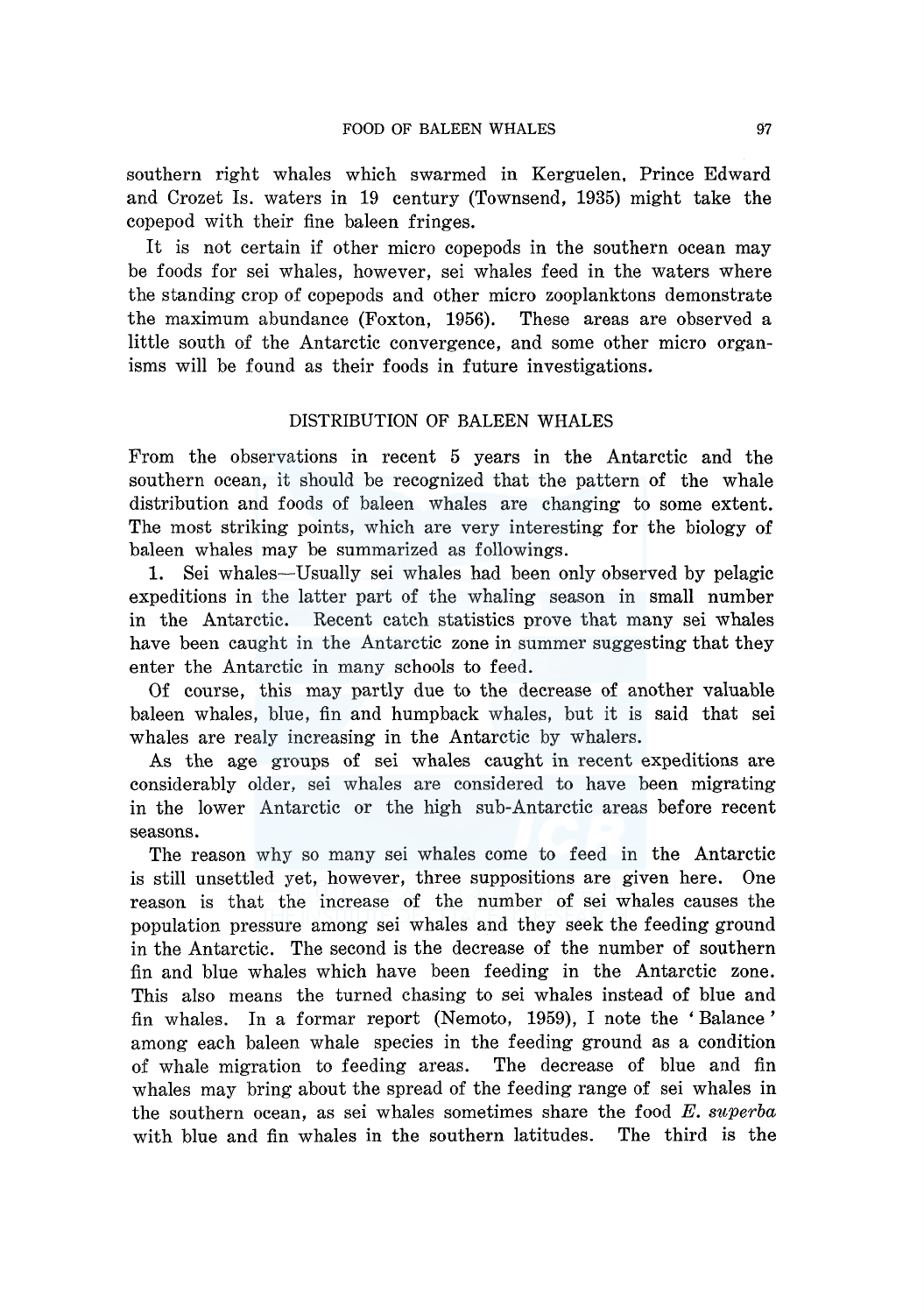southern right whales which swarmed in Kerguelen, Prince Edward and Crozet Is. waters in 19 century (Townsend, 1935) might take the copepod with their fine baleen fringes.

It is not certain if other micro copepods in the southern ocean may be foods for sei whales, however, sei whales feed in the waters where the standing crop of copepods and other micro zooplanktons demonstrate the maximum abundance (Foxton, 1956). These areas are observed a little south of the Antarctic convergence, and some other micro organisms will be found as their foods in future investigations.

## DISTRIBUTION OF BALEEN WHALES

From the observations in recent 5 years in the Antarctic and the southern ocean, it should be recognized that the pattern of the whale distribution and foods of baleen whales are changing to some extent. The most striking points, which are very interesting for the biology of baleen whales may be summarized as followings.

1. Sei whales—Usually sei whales had been only observed by pelagic expeditions in the latter part of the whaling season in small number in the Antarctic. Recent catch statistics prove that many sei whales have been caught in the Antarctic zone in summer suggesting that they enter the Antarctic in many schools to feed.

Of course, this may partly due to the decrease of another valuable baleen whales, blue, fin and humpback whales, but it is said that sei whales are realy increasing in the Antarctic by whalers.

As the age groups of sei whales caught in recent expeditions are considerably older, sei whales are considered to have been migrating in the lower Antarctic or the high sub-Antarctic areas before recent seasons.

The reason why so many sei whales come to feed in the Antarctic is still unsettled yet, however, three suppositions are given here. One reason is that the increase of the number of sei whales causes the population pressure among sei whales and they seek the feeding ground in the Antarctic. The second is the decrease of the number of southern fin and blue whales which have been feeding in the Antarctic zone. This also means the turned chasing to sei whales instead of blue and fin whales. In a formar report (Nemoto, 1959), I note the 'Balance' among each baleen whale species in the feeding ground as a condition of whale migration to feeding areas. The decrease of blue and fin whales may bring about the spread of the feeding range of sei whales in the southern ocean, as sei whales sometimes share the food *E. superba* with blue and fin whales in the southern latitudes. The third is the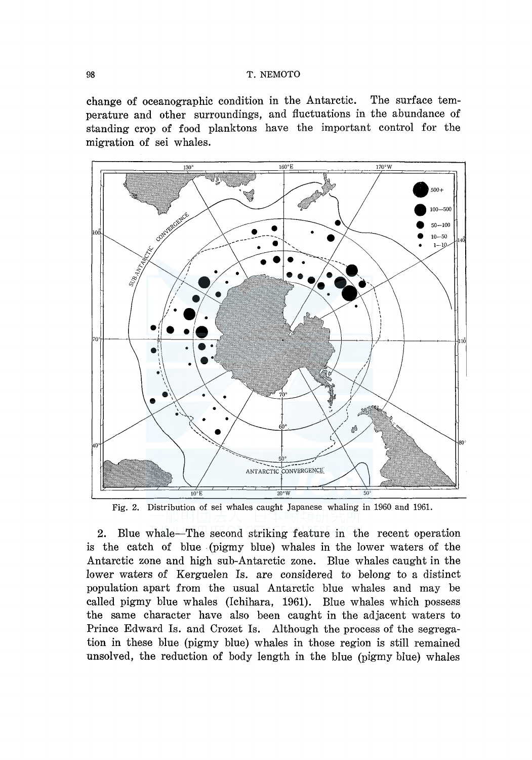change of oceanographic condition in the Antarctic. The surface temperature and other surroundings, and fluctuations in the abundance of standing crop of food planktons have the important control for the migration of sei whales.

Fig. 2. Distribution of sei whales caught Japanese whaling in 1960 and 1961.

2. Blue whale—The second striking feature in the recent operation is the catch of blue (pigmy blue) whales in the lower waters of the Antarctic zone and high sub-Antarctic zone. Blue whales caught in the lower waters of Kerguelen Is. are considered to belong to a distinct population apart from the usual Antarctic blue whales and may be called pigmy blue whales (Ichihara, 1961). Blue whales which possess the same character have also been caught in the adjacent waters to Prince Edward Is. and Crozet Is. Although the process of the segregation in these blue (pigmy blue) whales in those region is still remained unsolved, the reduction of body length in the blue (pigmy blue) whales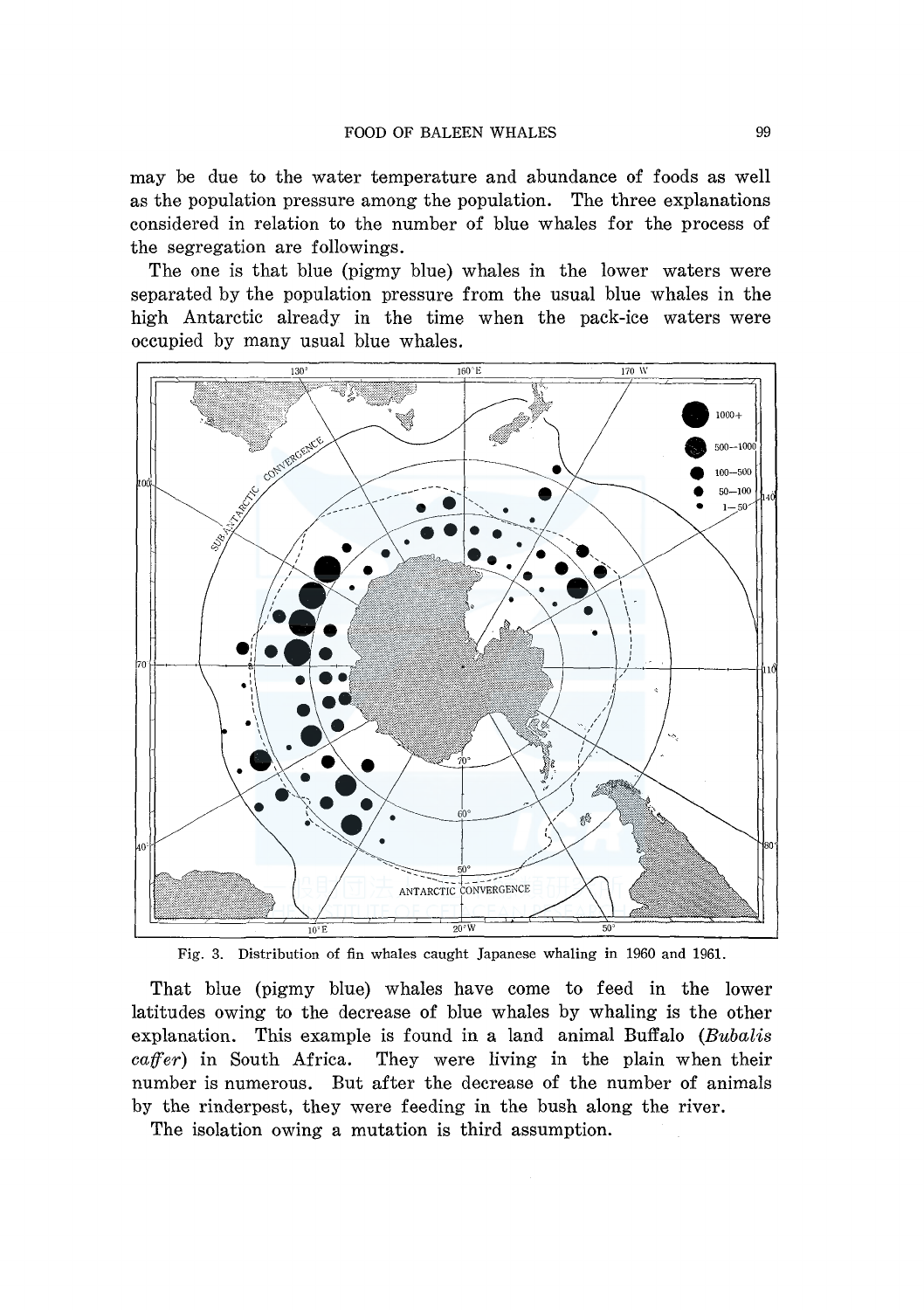may be due to the water temperature and abundance of foods as well as the population pressure among the population. The three explanations considered in relation to the number of blue whales for the process of the segregation are followings.

The one is that blue (pigmy blue) whales in the lower waters were separated by the population pressure from the usual blue whales in the high Antarctic already in the time when the pack-ice waters were occupied by many usual blue whales.

Fig. 3. Distribution of fin whales caught Japanese whaling in 1960 and 1961.

That blue (pigmy blue) whales have come to feed in the lower latitudes owing to the decrease of blue whales by whaling is the other explanation. This example is found in a land animal Buffalo (*Bubalis caffer*) in South Africa. They were living in the plain when their number is numerous. But after the decrease of the number of animals by the rinderpest, they were feeding in the bush along the river.

The isolation owing a mutation is third assumption.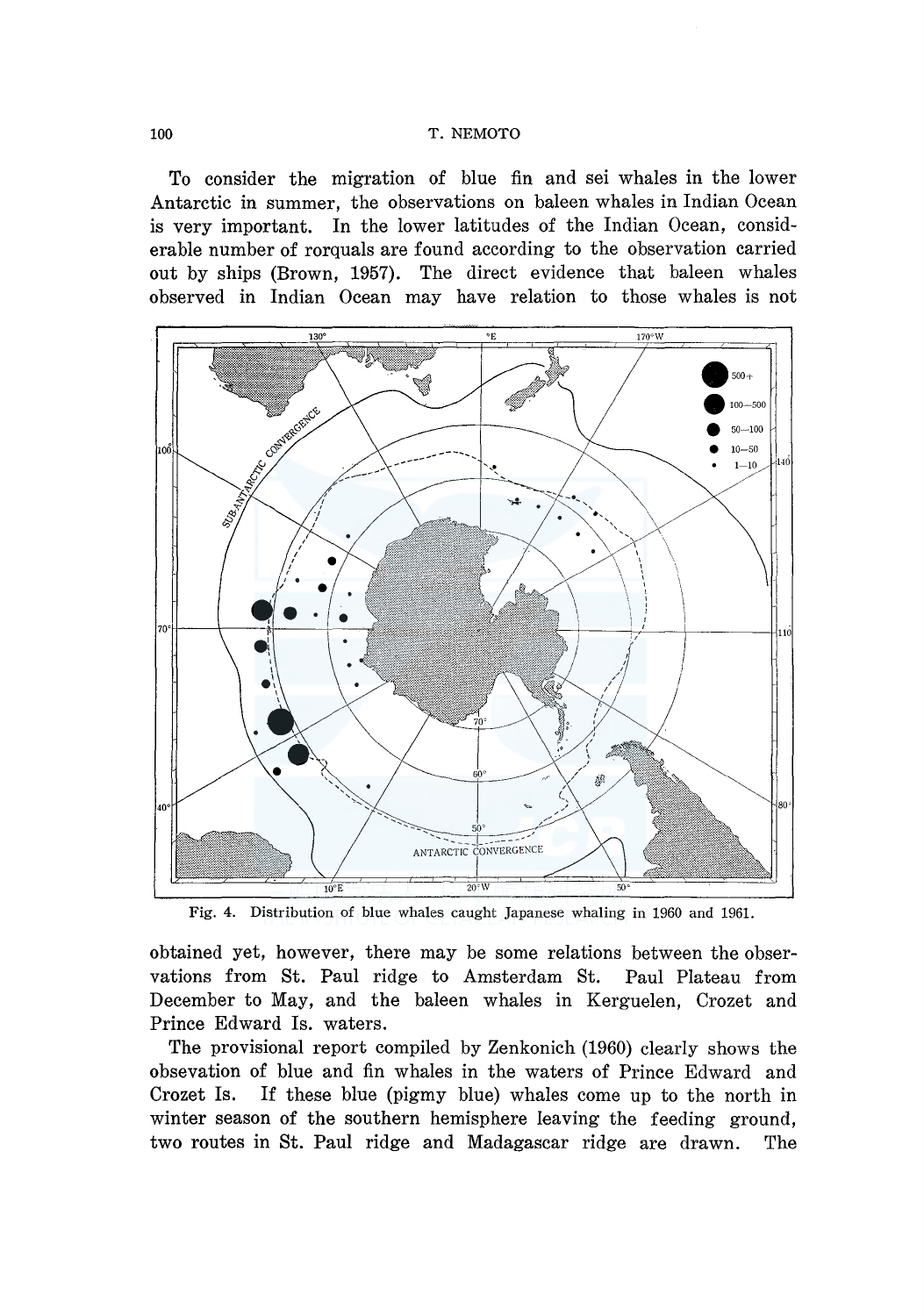To consider the migration of blue fin and sei whales in the lower Antarctic in summer, the observations on baleen whales in Indian Ocean is very important. In the lower latitudes of the Indian Ocean, considerable number of rorquals are found according to the observation carried out by ships (Brown, 1957). The direct evidence that baleen whales observed in Indian Ocean may have relation to those whales is not

Fig. 4. Distribution of blue whales caught Japanese whaling in 1960 and 1961.

obtained yet, however, there may be some relations between the observations from St. Paul ridge to Amsterdam St. Paul Plateau from December to May, and the baleen whales in Kerguelen, Crozet and Prince Edward Is. waters.

The provisional report compiled by Zenkonich (1960) clearly shows the obsevation of blue and fin whales in the waters of Prince Edward and Crozet Is. If these blue (pigmy blue) whales come up to the north in winter season of the southern hemisphere leaving the feeding ground, two routes in St. Paul ridge and Madagascar ridge are drawn. The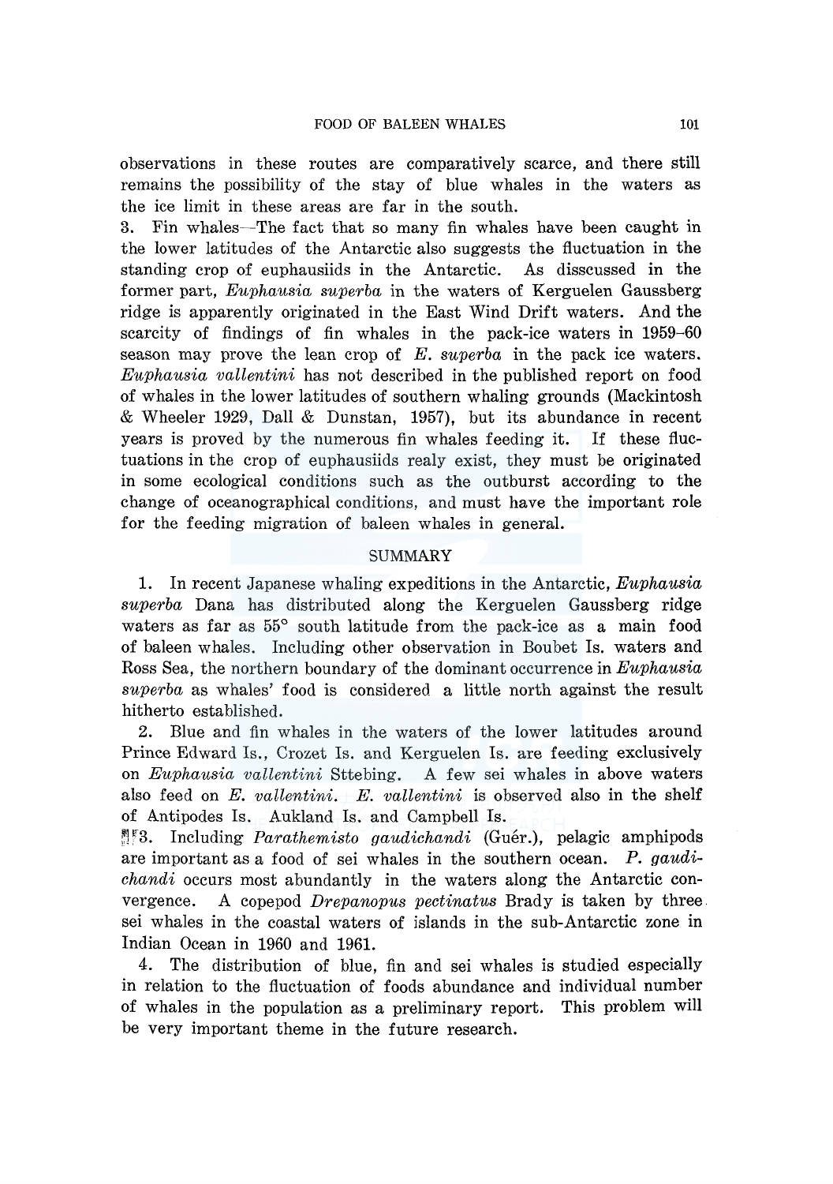observations in these routes are comparatively scarce, and there still remains the possibility of the stay of blue whales in the waters as the ice limit in these areas are far in the south.

3. Fin whales—The fact that so many fin whales have been caught in the lower latitudes of the Antarctic also suggests the fluctuation in the standing crop of euphausiids in the Antarctic. As disscussed in the former part, *Euphausia superba* in the waters of Kerguelen Gaussberg ridge is apparently originated in the East Wind Drift waters. And the scarcity of findings of fin whales in the pack-ice waters in 1959–60 season may prove the lean crop of *E. superba* in the pack ice waters. *Euphausia vallentini* has not described in the published report on food of whales in the lower latitudes of southern whaling grounds (Mackintosh & Wheeler 1929, Dall & Dunstan, 1957), but its abundance in recent years is proved by the numerous fin whales feeding it. If these fluctuations in the crop of euphausiids realy exist, they must be originated in some ecological conditions such as the outburst according to the change of oceanographical conditions, and must have the important role for the feeding migration of baleen whales in general.

## SUMMARY

1. In recent Japanese whaling expeditions in the Antarctic, *Euphausia superba* Dana has distributed along the Kerguelen Gaussberg ridge waters as far as 55° south latitude from the pack-ice as a main food of baleen whales. Including other observation in Boubet Is. waters and Ross Sea, the northern boundary of the dominant occurrence in *Euphausia superba* as whales' food is considered a little north against the result hitherto established.

2. Blue and fin whales in the waters of the lower latitudes around Prince Edward Is., Crozet Is. and Kerguelen Is. are feeding exclusively on *Euphausia vallentini* Sttebing. A few sei whales in above waters also feed on *E. vallentini*. *E. vallentini* is observed also in the shelf of Antipodes Is. Aukland Is. and Campbell Is.

3. Including *Parathemisto gaudichandi* (Guér.), pelagic amphipods are important as a food of sei whales in the southern ocean. *P. gaudichandi* occurs most abundantly in the waters along the Antarctic convergence. A copepod *Drepanopus pectinatus* Brady is taken by three sei whales in the coastal waters of islands in the sub-Antarctic zone in Indian Ocean in 1960 and 1961.

4. The distribution of blue, fin and sei whales is studied especially in relation to the fluctuation of foods abundance and individual number of whales in the population as a preliminary report. This problem will be very important theme in the future research.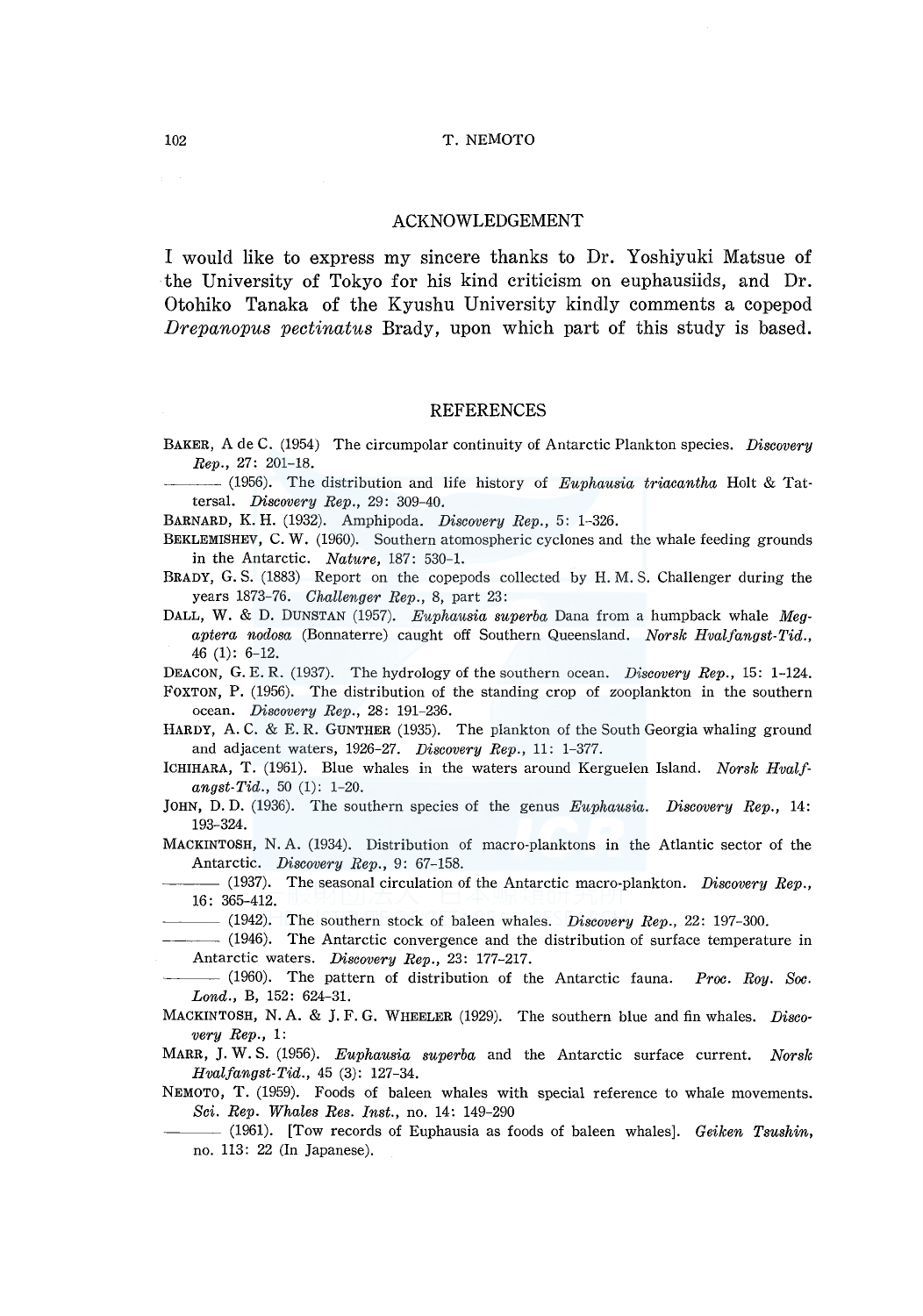## ACKNOWLEDGEMENT

I would like to express my sincere thanks to Dr. Yoshiyuki Matsue of the University of Tokyo for his kind criticism on euphausiids, and Dr. Otohiko Tanaka of the Kyushu University kindly comments a copepod *Drepanopus pectinatus* Brady, upon which part of this study is based.

## REFERENCES

BAKER, A de C. (1954) The circumpolar continuity of Antarctic Plankton species. *Discovery Rep.*, 27: 201–18.

——— (1956). The distribution and life history of *Euphausia triacantha* Holt & Tattersal. *Discovery Rep.*, 29: 309–40.

BARNARD, K. H. (1932). Amphipoda. *Discovery Rep.*, 5: 1–326.

BEKLEMISHEV, C. W. (1960). Southern atomospheric cyclones and the whale feeding grounds in the Antarctic. *Nature*, 187: 530–1.

BRADY, G. S. (1883) Report on the copepods collected by H. M. S. Challenger during the years 1873–76. *Challenger Rep.*, 8, part 23:

DALL, W. & D. DUNSTAN (1957). *Euphausia superba* Dana from a humpback whale *Megaptera nodosa* (Bonnaterre) caught off Southern Queensland. *Norsk Hvalfangst-Tid.*, 46 (1): 6–12.

DEACON, G. E. R. (1937). The hydrology of the southern ocean. *Discovery Rep.*, 15: 1–124.

FOXTON, P. (1956). The distribution of the standing crop of zooplankton in the southern ocean. *Discovery Rep.*, 28: 191–236.

HARDY, A. C. & E. R. GUNTHER (1935). The plankton of the South Georgia whaling ground and adjacent waters, 1926–27. *Discovery Rep.*, 11: 1–377.

ICHIHARA, T. (1961). Blue whales in the waters around Kerguelen Island. *Norsk Hvalfangst-Tid.*, 50 (1): 1–20.

JOHN, D. D. (1936). The southern species of the genus *Euphausia*. *Discovery Rep.*, 14: 193–324.

MACKINTOSH, N. A. (1934). Distribution of macro-planktons in the Atlantic sector of the Antarctic. *Discovery Rep.*, 9: 67–158.

——— (1937). The seasonal circulation of the Antarctic macro-plankton. *Discovery Rep.*, 16: 365–412.

——— (1942). The southern stock of baleen whales. *Discovery Rep.*, 22: 197–300.

——— (1946). The Antarctic convergence and the distribution of surface temperature in Antarctic waters. *Discovery Rep.*, 23: 177–217.

——— (1960). The pattern of distribution of the Antarctic fauna. *Proc. Roy. Soc. Lond.*, B, 152: 624–31.

MACKINTOSH, N. A. & J. F. G. WHEELER (1929). The southern blue and fin whales. *Discovery Rep.*, 1:

MARR, J. W. S. (1956). *Euphausia superba* and the Antarctic surface current. *Norsk Hvalfangst-Tid.*, 45 (3): 127–34.

NEMOTO, T. (1959). Foods of baleen whales with special reference to whale movements. *Sci. Rep. Whales Res. Inst.*, no. 14: 149–290

——— (1961). [Tow records of Euphausia as foods of baleen whales]. *Geiken Tsushin*, no. 113: 22 (In Japanese).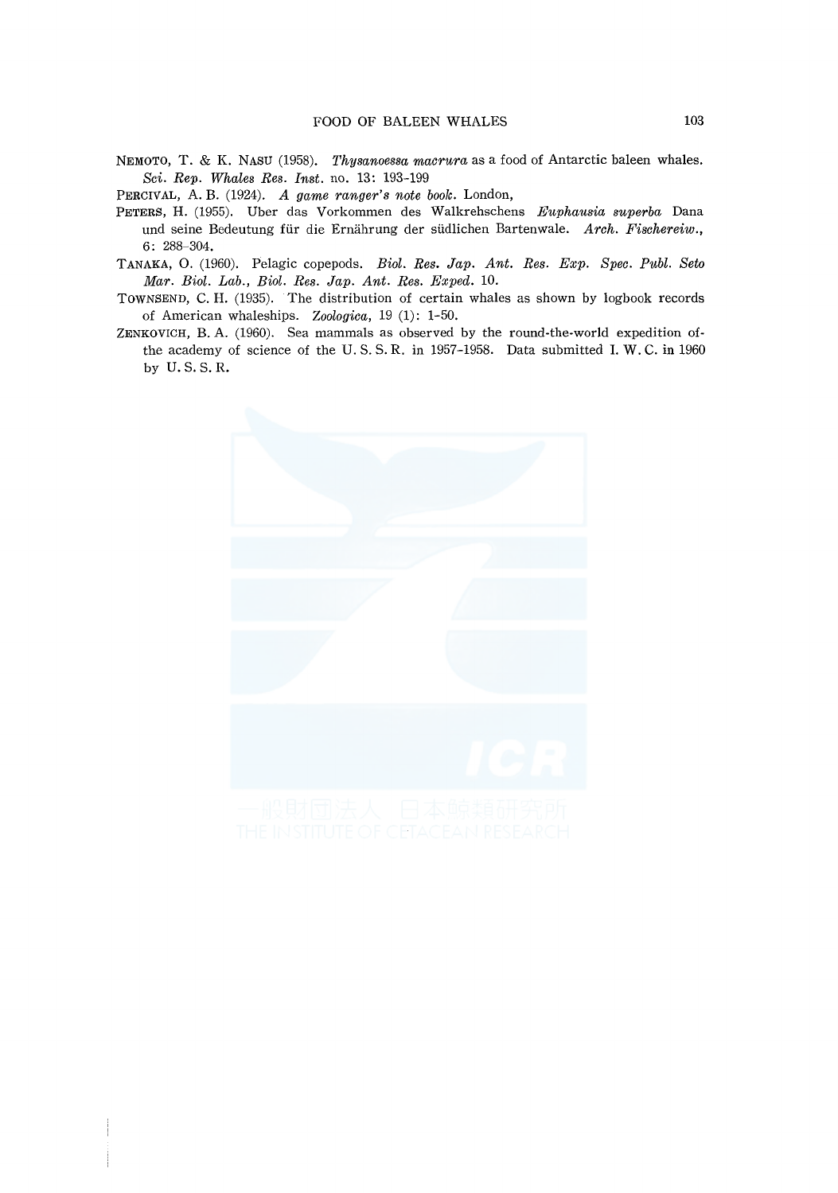NEMOTO, T. & K. NASU (1958). *Thysanoessa macrura* as a food of Antarctic baleen whales. *Sci. Rep. Whales Res. Inst.* no. 13: 193-199

PERCIVAL, A. B. (1924). *A game ranger's note book.* London,

PETERS, H. (1955). Uber das Vorkommen des Walkrehschens *Euphausia superba* Dana und seine Bedeutung für die Ernährung der südlichen Bartenwale. *Arch. Fischereiw.*, 6: 288-304.

TANAKA, O. (1960). Pelagic copepods. *Biol. Res. Jap. Ant. Res. Exp. Spec. Publ. Seto Mar. Biol. Lab., Biol. Res. Jap. Ant. Res. Exped.* 10.

TOWNSEND, C. H. (1935). The distribution of certain whales as shown by logbook records of American whaleships. *Zoologica*, 19 (1): 1-50.

ZENKOVICH, B. A. (1960). Sea mammals as observed by the round-the-world expedition of the academy of science of the U. S. S. R. in 1957-1958. Data submitted I. W. C. in 1960 by U. S. S. R.